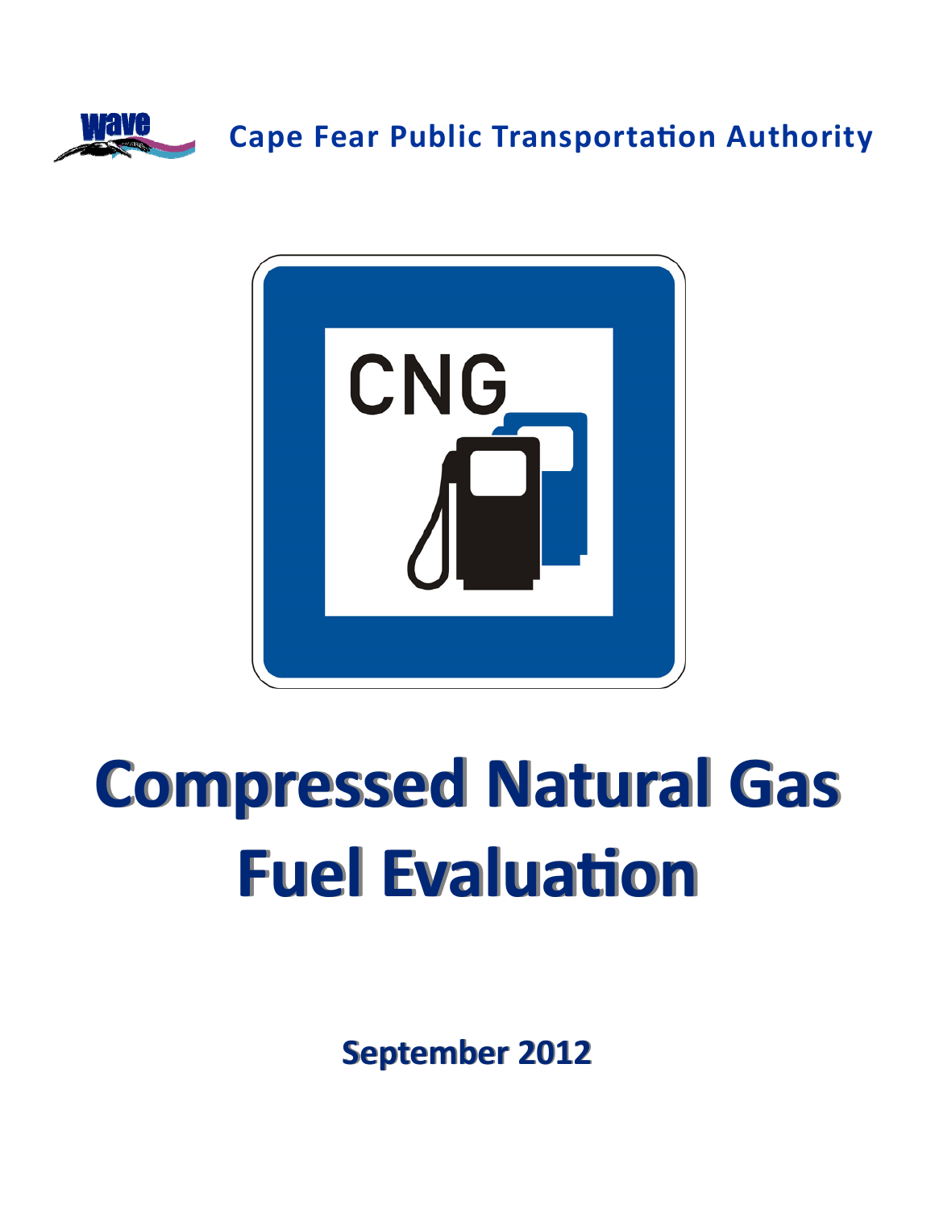Cape Fear Public Transportation Authority

# Compressed Natural Gas Fuel Evaluation

**September 2012**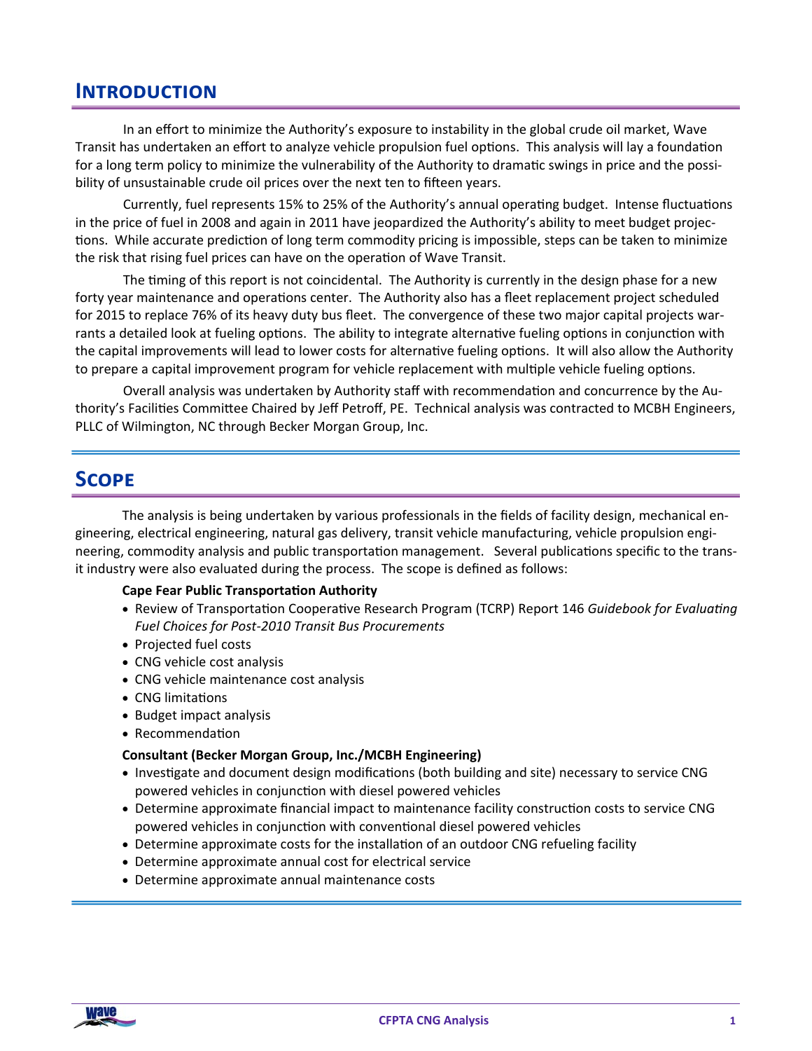## Introduction

In an effort to minimize the Authority's exposure to instability in the global crude oil market, Wave Transit has undertaken an effort to analyze vehicle propulsion fuel options. This analysis will lay a foundation for a long term policy to minimize the vulnerability of the Authority to dramatic swings in price and the possibility of unsustainable crude oil prices over the next ten to fifteen years.

Currently, fuel represents 15% to 25% of the Authority's annual operating budget. Intense fluctuations in the price of fuel in 2008 and again in 2011 have jeopardized the Authority's ability to meet budget projections. While accurate prediction of long term commodity pricing is impossible, steps can be taken to minimize the risk that rising fuel prices can have on the operation of Wave Transit.

The timing of this report is not coincidental. The Authority is currently in the design phase for a new forty year maintenance and operations center. The Authority also has a fleet replacement project scheduled for 2015 to replace 76% of its heavy duty bus fleet. The convergence of these two major capital projects warrants a detailed look at fueling options. The ability to integrate alternative fueling options in conjunction with the capital improvements will lead to lower costs for alternative fueling options. It will also allow the Authority to prepare a capital improvement program for vehicle replacement with multiple vehicle fueling options.

Overall analysis was undertaken by Authority staff with recommendation and concurrence by the Authority's Facilities Committee Chaired by Jeff Petroff, PE. Technical analysis was contracted to MCBH Engineers, PLLC of Wilmington, NC through Becker Morgan Group, Inc.

## Scope

The analysis is being undertaken by various professionals in the fields of facility design, mechanical engineering, electrical engineering, natural gas delivery, transit vehicle manufacturing, vehicle propulsion engineering, commodity analysis and public transportation management. Several publications specific to the transit industry were also evaluated during the process. The scope is defined as follows:

**Cape Fear Public Transportation Authority**

- Review of Transportation Cooperative Research Program (TCRP) Report 146 *Guidebook for Evaluating Fuel Choices for Post-2010 Transit Bus Procurements*
- Projected fuel costs
- CNG vehicle cost analysis
- CNG vehicle maintenance cost analysis
- CNG limitations
- Budget impact analysis
- Recommendation

**Consultant (Becker Morgan Group, Inc./MCBH Engineering)**

- Investigate and document design modifications (both building and site) necessary to service CNG powered vehicles in conjunction with diesel powered vehicles
- Determine approximate financial impact to maintenance facility construction costs to service CNG powered vehicles in conjunction with conventional diesel powered vehicles
- Determine approximate costs for the installation of an outdoor CNG refueling facility
- Determine approximate annual cost for electrical service
- Determine approximate annual maintenance costs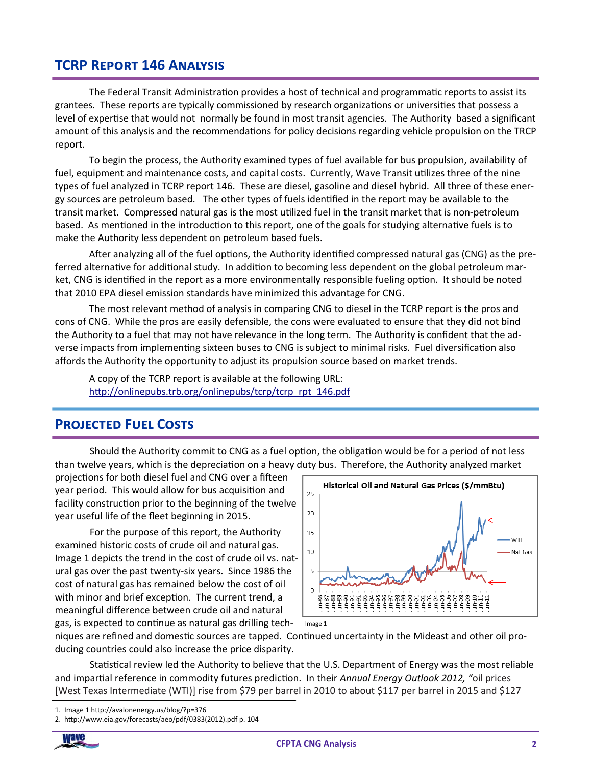## TCRP Report 146 Analysis

The Federal Transit Administration provides a host of technical and programmatic reports to assist its grantees. These reports are typically commissioned by research organizations or universities that possess a level of expertise that would not normally be found in most transit agencies. The Authority based a significant amount of this analysis and the recommendations for policy decisions regarding vehicle propulsion on the TRCP report.

To begin the process, the Authority examined types of fuel available for bus propulsion, availability of fuel, equipment and maintenance costs, and capital costs. Currently, Wave Transit utilizes three of the nine types of fuel analyzed in TCRP report 146. These are diesel, gasoline and diesel hybrid. All three of these energy sources are petroleum based. The other types of fuels identified in the report may be available to the transit market. Compressed natural gas is the most utilized fuel in the transit market that is non-petroleum based. As mentioned in the introduction to this report, one of the goals for studying alternative fuels is to make the Authority less dependent on petroleum based fuels.

After analyzing all of the fuel options, the Authority identified compressed natural gas (CNG) as the preferred alternative for additional study. In addition to becoming less dependent on the global petroleum market, CNG is identified in the report as a more environmentally responsible fueling option. It should be noted that 2010 EPA diesel emission standards have minimized this advantage for CNG.

The most relevant method of analysis in comparing CNG to diesel in the TCRP report is the pros and cons of CNG. While the pros are easily defensible, the cons were evaluated to ensure that they did not bind the Authority to a fuel that may not have relevance in the long term. The Authority is confident that the adverse impacts from implementing sixteen buses to CNG is subject to minimal risks. Fuel diversification also affords the Authority the opportunity to adjust its propulsion source based on market trends.

A copy of the TCRP report is available at the following URL:
http://onlinepubs.trb.org/onlinepubs/tcrp/tcrp_rpt_146.pdf

## Projected Fuel Costs

Should the Authority commit to CNG as a fuel option, the obligation would be for a period of not less than twelve years, which is the depreciation on a heavy duty bus. Therefore, the Authority analyzed market projections for both diesel fuel and CNG over a fifteen year period. This would allow for bus acquisition and facility construction prior to the beginning of the twelve year useful life of the fleet beginning in 2015.

For the purpose of this report, the Authority examined historic costs of crude oil and natural gas. Image 1 depicts the trend in the cost of crude oil vs. natural gas over the past twenty-six years. Since 1986 the cost of natural gas has remained below the cost of oil with minor and brief exception. The current trend, a meaningful difference between crude oil and natural gas, is expected to continue as natural gas drilling techniques are refined and domestic sources are tapped. Continued uncertainty in the Mideast and other oil producing countries could also increase the price disparity.

Historical Oil and Natural Gas Prices ($/mmBtu)

Image 1

Statistical review led the Authority to believe that the U.S. Department of Energy was the most reliable and impartial reference in commodity futures prediction. In their *Annual Energy Outlook 2012,* "oil prices [West Texas Intermediate (WTI)] rise from $79 per barrel in 2010 to about $117 per barrel in 2015 and $127

1. Image 1 http://avalonenergy.us/blog/?p=376
2. http://www.eia.gov/forecasts/aeo/pdf/0383(2012).pdf p. 104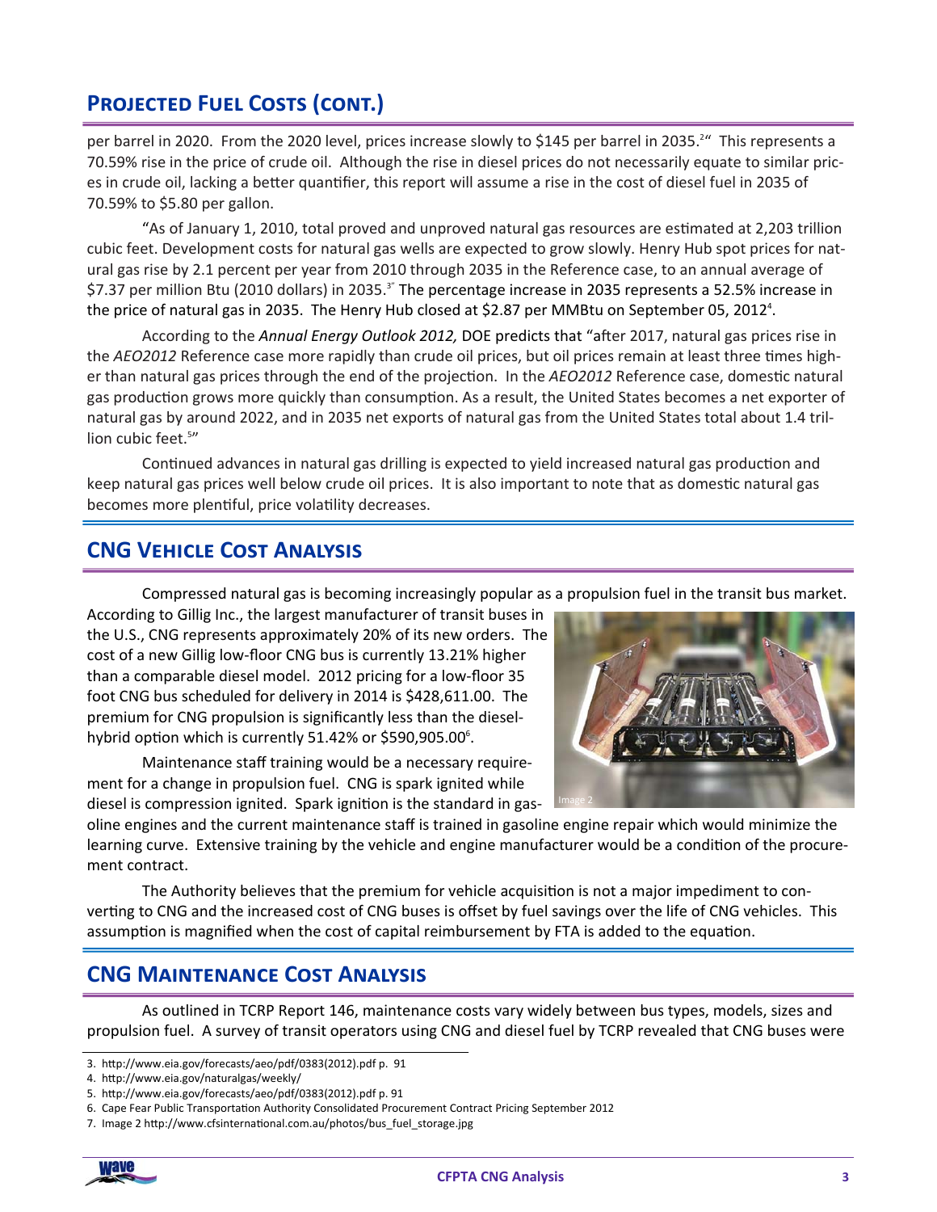## Projected Fuel Costs (cont.)

per barrel in 2020. From the 2020 level, prices increase slowly to $145 per barrel in 2035.[2]" This represents a 70.59% rise in the price of crude oil. Although the rise in diesel prices do not necessarily equate to similar prices in crude oil, lacking a better quantifier, this report will assume a rise in the cost of diesel fuel in 2035 of 70.59% to $5.80 per gallon.

"As of January 1, 2010, total proved and unproved natural gas resources are estimated at 2,203 trillion cubic feet. Development costs for natural gas wells are expected to grow slowly. Henry Hub spot prices for natural gas rise by 2.1 percent per year from 2010 through 2035 in the Reference case, to an annual average of $7.37 per million Btu (2010 dollars) in 2035.[3]" The percentage increase in 2035 represents a 52.5% increase in the price of natural gas in 2035. The Henry Hub closed at $2.87 per MMBtu on September 05, 2012[4].

According to the *Annual Energy Outlook 2012,* DOE predicts that "after 2017, natural gas prices rise in the *AEO2012* Reference case more rapidly than crude oil prices, but oil prices remain at least three times higher than natural gas prices through the end of the projection. In the *AEO2012* Reference case, domestic natural gas production grows more quickly than consumption. As a result, the United States becomes a net exporter of natural gas by around 2022, and in 2035 net exports of natural gas from the United States total about 1.4 trillion cubic feet.[5]"

Continued advances in natural gas drilling is expected to yield increased natural gas production and keep natural gas prices well below crude oil prices. It is also important to note that as domestic natural gas becomes more plentiful, price volatility decreases.

## CNG Vehicle Cost Analysis

Compressed natural gas is becoming increasingly popular as a propulsion fuel in the transit bus market. According to Gillig Inc., the largest manufacturer of transit buses in the U.S., CNG represents approximately 20% of its new orders. The cost of a new Gillig low-floor CNG bus is currently 13.21% higher than a comparable diesel model. 2012 pricing for a low-floor 35 foot CNG bus scheduled for delivery in 2014 is $428,611.00. The premium for CNG propulsion is significantly less than the diesel-hybrid option which is currently 51.42% or $590,905.00[6].

Image 2

Maintenance staff training would be a necessary requirement for a change in propulsion fuel. CNG is spark ignited while diesel is compression ignited. Spark ignition is the standard in gasoline engines and the current maintenance staff is trained in gasoline engine repair which would minimize the learning curve. Extensive training by the vehicle and engine manufacturer would be a condition of the procurement contract.

The Authority believes that the premium for vehicle acquisition is not a major impediment to converting to CNG and the increased cost of CNG buses is offset by fuel savings over the life of CNG vehicles. This assumption is magnified when the cost of capital reimbursement by FTA is added to the equation.

## CNG Maintenance Cost Analysis

As outlined in TCRP Report 146, maintenance costs vary widely between bus types, models, sizes and propulsion fuel. A survey of transit operators using CNG and diesel fuel by TCRP revealed that CNG buses were

---

3. http://www.eia.gov/forecasts/aeo/pdf/0383(2012).pdf p. 91
4. http://www.eia.gov/naturalgas/weekly/
5. http://www.eia.gov/forecasts/aeo/pdf/0383(2012).pdf p. 91
6. Cape Fear Public Transportation Authority Consolidated Procurement Contract Pricing September 2012
7. Image 2 http://www.cfsinternational.com.au/photos/bus_fuel_storage.jpg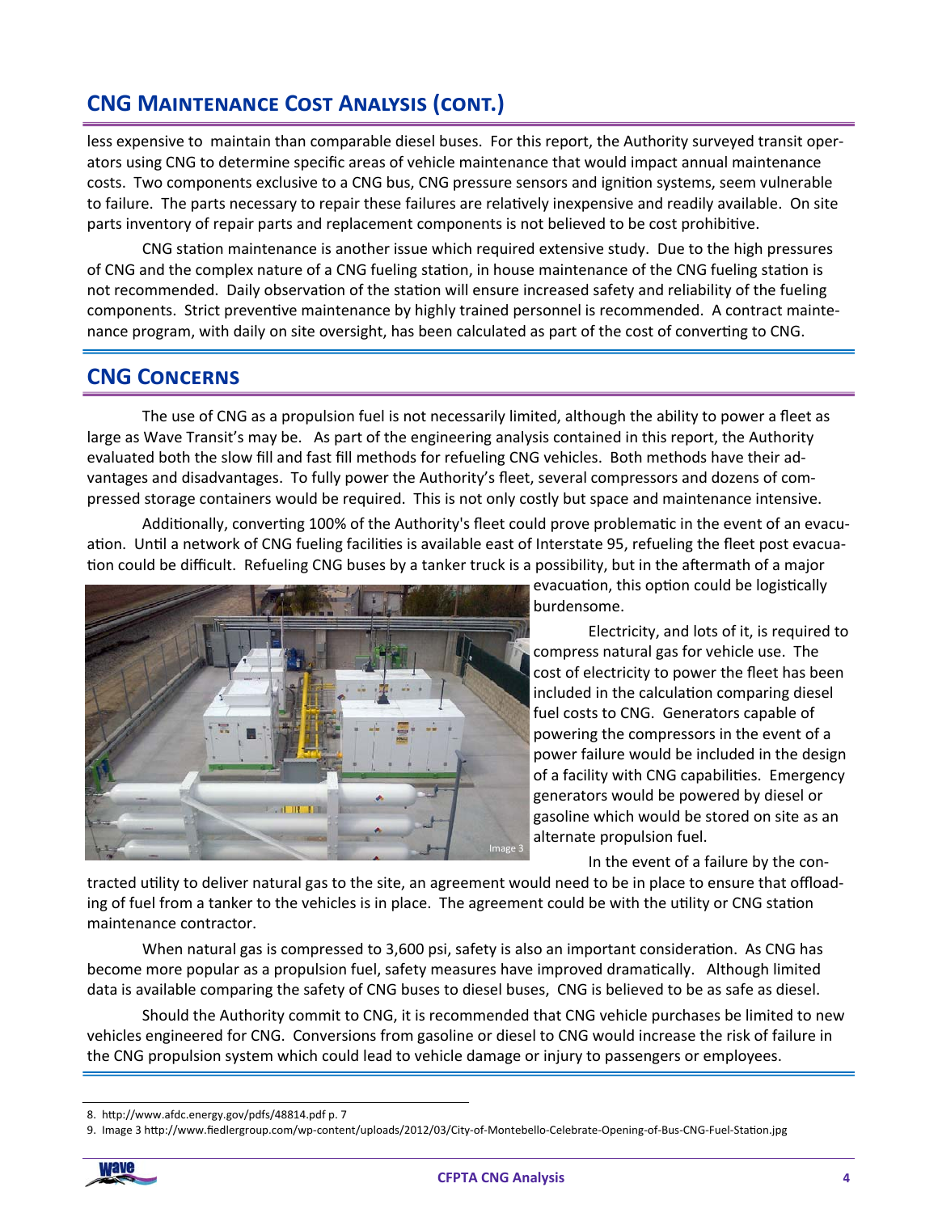## CNG Maintenance Cost Analysis (cont.)

less expensive to maintain than comparable diesel buses. For this report, the Authority surveyed transit operators using CNG to determine specific areas of vehicle maintenance that would impact annual maintenance costs. Two components exclusive to a CNG bus, CNG pressure sensors and ignition systems, seem vulnerable to failure. The parts necessary to repair these failures are relatively inexpensive and readily available. On site parts inventory of repair parts and replacement components is not believed to be cost prohibitive.

CNG station maintenance is another issue which required extensive study. Due to the high pressures of CNG and the complex nature of a CNG fueling station, in house maintenance of the CNG fueling station is not recommended. Daily observation of the station will ensure increased safety and reliability of the fueling components. Strict preventive maintenance by highly trained personnel is recommended. A contract maintenance program, with daily on site oversight, has been calculated as part of the cost of converting to CNG.

## CNG Concerns

The use of CNG as a propulsion fuel is not necessarily limited, although the ability to power a fleet as large as Wave Transit's may be. As part of the engineering analysis contained in this report, the Authority evaluated both the slow fill and fast fill methods for refueling CNG vehicles. Both methods have their advantages and disadvantages. To fully power the Authority's fleet, several compressors and dozens of compressed storage containers would be required. This is not only costly but space and maintenance intensive.

Additionally, converting 100% of the Authority's fleet could prove problematic in the event of an evacuation. Until a network of CNG fueling facilities is available east of Interstate 95, refueling the fleet post evacuation could be difficult. Refueling CNG buses by a tanker truck is a possibility, but in the aftermath of a major evacuation, this option could be logistically burdensome.

Image 3

Electricity, and lots of it, is required to compress natural gas for vehicle use. The cost of electricity to power the fleet has been included in the calculation comparing diesel fuel costs to CNG. Generators capable of powering the compressors in the event of a power failure would be included in the design of a facility with CNG capabilities. Emergency generators would be powered by diesel or gasoline which would be stored on site as an alternate propulsion fuel.

In the event of a failure by the contracted utility to deliver natural gas to the site, an agreement would need to be in place to ensure that offloading of fuel from a tanker to the vehicles is in place. The agreement could be with the utility or CNG station maintenance contractor.

When natural gas is compressed to 3,600 psi, safety is also an important consideration. As CNG has become more popular as a propulsion fuel, safety measures have improved dramatically. Although limited data is available comparing the safety of CNG buses to diesel buses, CNG is believed to be as safe as diesel.

Should the Authority commit to CNG, it is recommended that CNG vehicle purchases be limited to new vehicles engineered for CNG. Conversions from gasoline or diesel to CNG would increase the risk of failure in the CNG propulsion system which could lead to vehicle damage or injury to passengers or employees.

---

8. http://www.afdc.energy.gov/pdfs/48814.pdf p. 7
9. Image 3 http://www.fiedlergroup.com/wp-content/uploads/2012/03/City-of-Montebello-Celebrate-Opening-of-Bus-CNG-Fuel-Station.jpg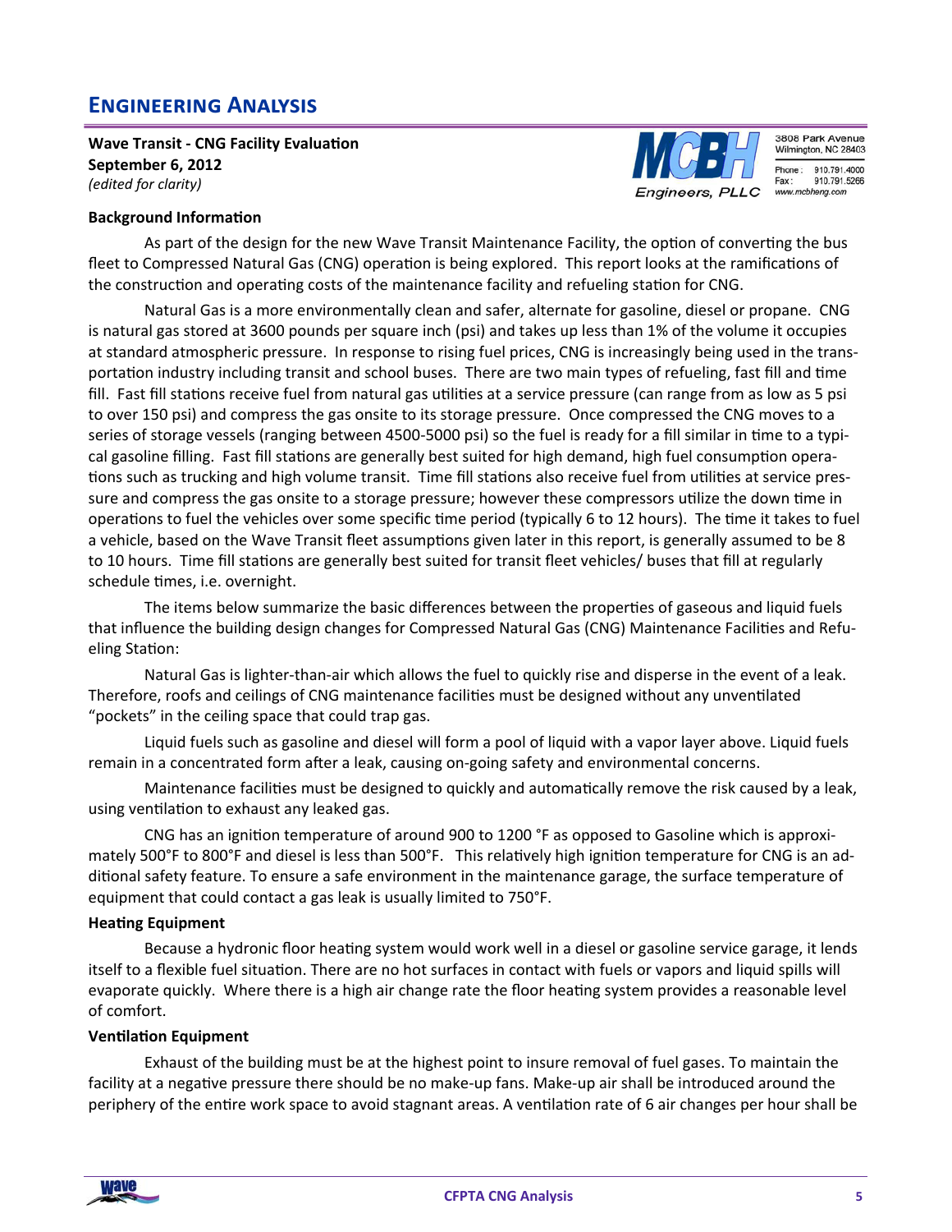## Engineering Analysis

**Wave Transit - CNG Facility Evaluation**
**September 6, 2012**
*(edited for clarity)*

MCBH Engineers, PLLC
3808 Park Avenue
Wilmington, NC 28403
Phone: 910.791.4000
Fax: 910.791.5266
www.mcbheng.com

**Background Information**

As part of the design for the new Wave Transit Maintenance Facility, the option of converting the bus fleet to Compressed Natural Gas (CNG) operation is being explored. This report looks at the ramifications of the construction and operating costs of the maintenance facility and refueling station for CNG.

Natural Gas is a more environmentally clean and safer, alternate for gasoline, diesel or propane. CNG is natural gas stored at 3600 pounds per square inch (psi) and takes up less than 1% of the volume it occupies at standard atmospheric pressure. In response to rising fuel prices, CNG is increasingly being used in the transportation industry including transit and school buses. There are two main types of refueling, fast fill and time fill. Fast fill stations receive fuel from natural gas utilities at a service pressure (can range from as low as 5 psi to over 150 psi) and compress the gas onsite to its storage pressure. Once compressed the CNG moves to a series of storage vessels (ranging between 4500-5000 psi) so the fuel is ready for a fill similar in time to a typical gasoline filling. Fast fill stations are generally best suited for high demand, high fuel consumption operations such as trucking and high volume transit. Time fill stations also receive fuel from utilities at service pressure and compress the gas onsite to a storage pressure; however these compressors utilize the down time in operations to fuel the vehicles over some specific time period (typically 6 to 12 hours). The time it takes to fuel a vehicle, based on the Wave Transit fleet assumptions given later in this report, is generally assumed to be 8 to 10 hours. Time fill stations are generally best suited for transit fleet vehicles/ buses that fill at regularly schedule times, i.e. overnight.

The items below summarize the basic differences between the properties of gaseous and liquid fuels that influence the building design changes for Compressed Natural Gas (CNG) Maintenance Facilities and Refueling Station:

Natural Gas is lighter-than-air which allows the fuel to quickly rise and disperse in the event of a leak. Therefore, roofs and ceilings of CNG maintenance facilities must be designed without any unventilated "pockets" in the ceiling space that could trap gas.

Liquid fuels such as gasoline and diesel will form a pool of liquid with a vapor layer above. Liquid fuels remain in a concentrated form after a leak, causing on-going safety and environmental concerns.

Maintenance facilities must be designed to quickly and automatically remove the risk caused by a leak, using ventilation to exhaust any leaked gas.

CNG has an ignition temperature of around 900 to 1200 °F as opposed to Gasoline which is approximately 500°F to 800°F and diesel is less than 500°F. This relatively high ignition temperature for CNG is an additional safety feature. To ensure a safe environment in the maintenance garage, the surface temperature of equipment that could contact a gas leak is usually limited to 750°F.

**Heating Equipment**

Because a hydronic floor heating system would work well in a diesel or gasoline service garage, it lends itself to a flexible fuel situation. There are no hot surfaces in contact with fuels or vapors and liquid spills will evaporate quickly. Where there is a high air change rate the floor heating system provides a reasonable level of comfort.

**Ventilation Equipment**

Exhaust of the building must be at the highest point to insure removal of fuel gases. To maintain the facility at a negative pressure there should be no make-up fans. Make-up air shall be introduced around the periphery of the entire work space to avoid stagnant areas. A ventilation rate of 6 air changes per hour shall be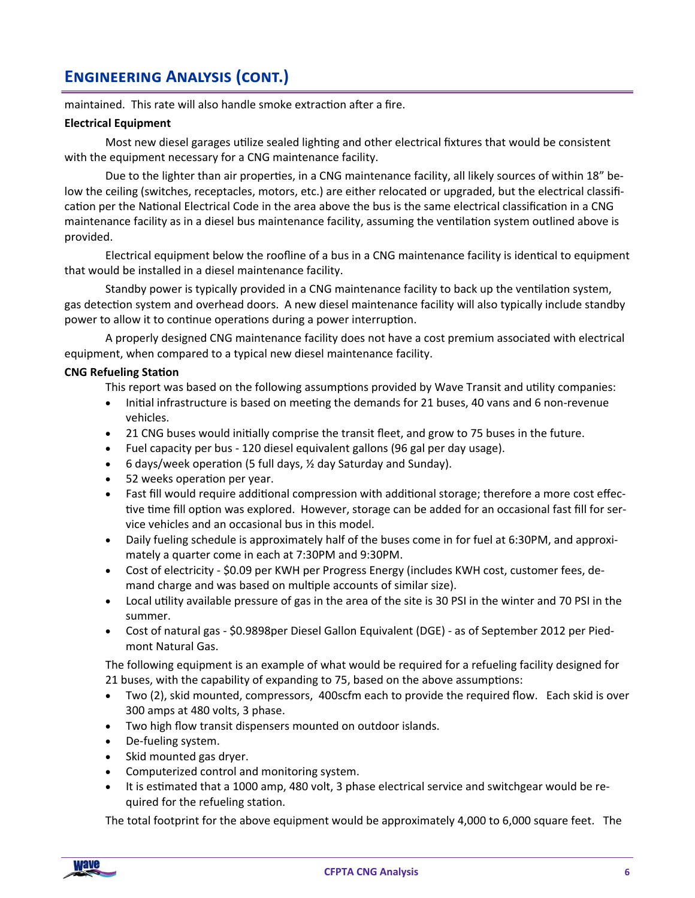## Engineering Analysis (cont.)

maintained. This rate will also handle smoke extraction after a fire.

**Electrical Equipment**

Most new diesel garages utilize sealed lighting and other electrical fixtures that would be consistent with the equipment necessary for a CNG maintenance facility.

Due to the lighter than air properties, in a CNG maintenance facility, all likely sources of within 18" below the ceiling (switches, receptacles, motors, etc.) are either relocated or upgraded, but the electrical classification per the National Electrical Code in the area above the bus is the same electrical classification in a CNG maintenance facility as in a diesel bus maintenance facility, assuming the ventilation system outlined above is provided.

Electrical equipment below the roofline of a bus in a CNG maintenance facility is identical to equipment that would be installed in a diesel maintenance facility.

Standby power is typically provided in a CNG maintenance facility to back up the ventilation system, gas detection system and overhead doors. A new diesel maintenance facility will also typically include standby power to allow it to continue operations during a power interruption.

A properly designed CNG maintenance facility does not have a cost premium associated with electrical equipment, when compared to a typical new diesel maintenance facility.

**CNG Refueling Station**

This report was based on the following assumptions provided by Wave Transit and utility companies:

- Initial infrastructure is based on meeting the demands for 21 buses, 40 vans and 6 non-revenue vehicles.
- 21 CNG buses would initially comprise the transit fleet, and grow to 75 buses in the future.
- Fuel capacity per bus - 120 diesel equivalent gallons (96 gal per day usage).
- 6 days/week operation (5 full days, ½ day Saturday and Sunday).
- 52 weeks operation per year.
- Fast fill would require additional compression with additional storage; therefore a more cost effective time fill option was explored. However, storage can be added for an occasional fast fill for service vehicles and an occasional bus in this model.
- Daily fueling schedule is approximately half of the buses come in for fuel at 6:30PM, and approximately a quarter come in each at 7:30PM and 9:30PM.
- Cost of electricity - $0.09 per KWH per Progress Energy (includes KWH cost, customer fees, demand charge and was based on multiple accounts of similar size).
- Local utility available pressure of gas in the area of the site is 30 PSI in the winter and 70 PSI in the summer.
- Cost of natural gas - $0.9898per Diesel Gallon Equivalent (DGE) - as of September 2012 per Piedmont Natural Gas.

The following equipment is an example of what would be required for a refueling facility designed for 21 buses, with the capability of expanding to 75, based on the above assumptions:

- Two (2), skid mounted, compressors, 400scfm each to provide the required flow. Each skid is over 300 amps at 480 volts, 3 phase.
- Two high flow transit dispensers mounted on outdoor islands.
- De-fueling system.
- Skid mounted gas dryer.
- Computerized control and monitoring system.
- It is estimated that a 1000 amp, 480 volt, 3 phase electrical service and switchgear would be required for the refueling station.

The total footprint for the above equipment would be approximately 4,000 to 6,000 square feet. The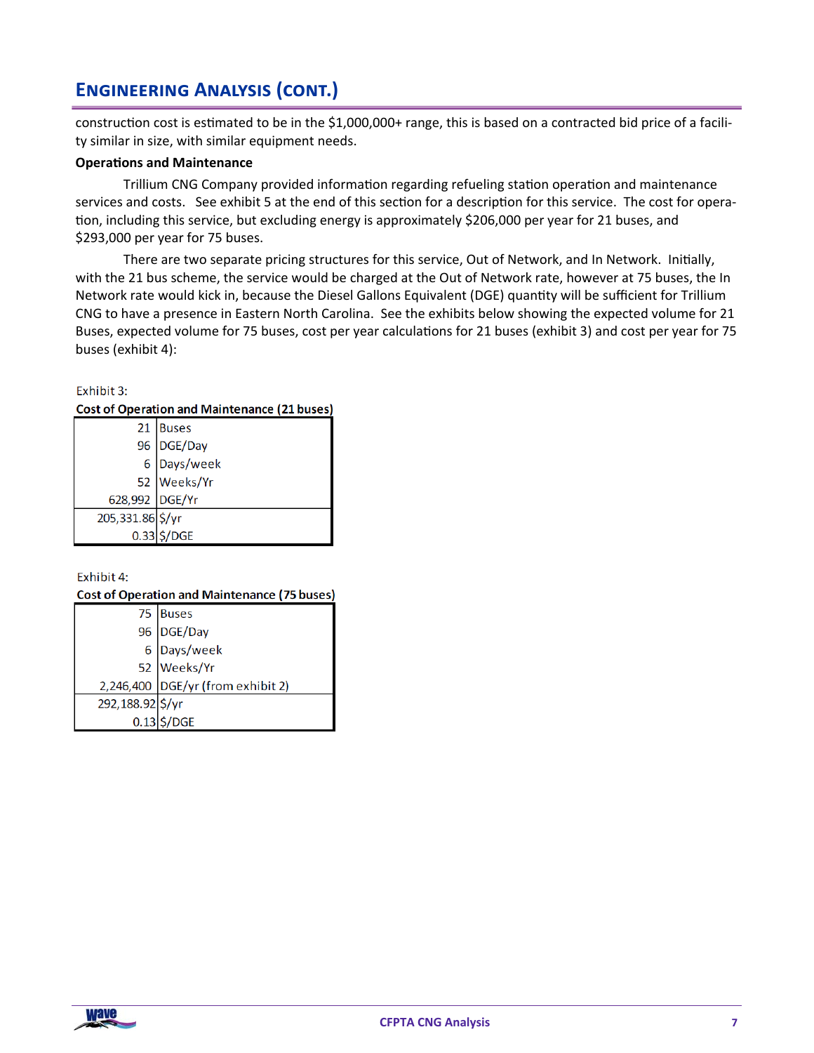## Engineering Analysis (cont.)

construction cost is estimated to be in the $1,000,000+ range, this is based on a contracted bid price of a facility similar in size, with similar equipment needs.

**Operations and Maintenance**

Trillium CNG Company provided information regarding refueling station operation and maintenance services and costs. See exhibit 5 at the end of this section for a description for this service. The cost for operation, including this service, but excluding energy is approximately $206,000 per year for 21 buses, and $293,000 per year for 75 buses.

There are two separate pricing structures for this service, Out of Network, and In Network. Initially, with the 21 bus scheme, the service would be charged at the Out of Network rate, however at 75 buses, the In Network rate would kick in, because the Diesel Gallons Equivalent (DGE) quantity will be sufficient for Trillium CNG to have a presence in Eastern North Carolina. See the exhibits below showing the expected volume for 21 Buses, expected volume for 75 buses, cost per year calculations for 21 buses (exhibit 3) and cost per year for 75 buses (exhibit 4):

Exhibit 3:

**Cost of Operation and Maintenance (21 buses)**

| | |
|---|---|
| 21 | Buses |
| 96 | DGE/Day |
| 6 | Days/week |
| 52 | Weeks/Yr |
| 628,992 | DGE/Yr |
| 205,331.86 | $/yr |
| 0.33 | $/DGE |

Exhibit 4:

**Cost of Operation and Maintenance (75 buses)**

| | |
|---|---|
| 75 | Buses |
| 96 | DGE/Day |
| 6 | Days/week |
| 52 | Weeks/Yr |
| 2,246,400 | DGE/yr (from exhibit 2) |
| 292,188.92 | $/yr |
| 0.13 | $/DGE |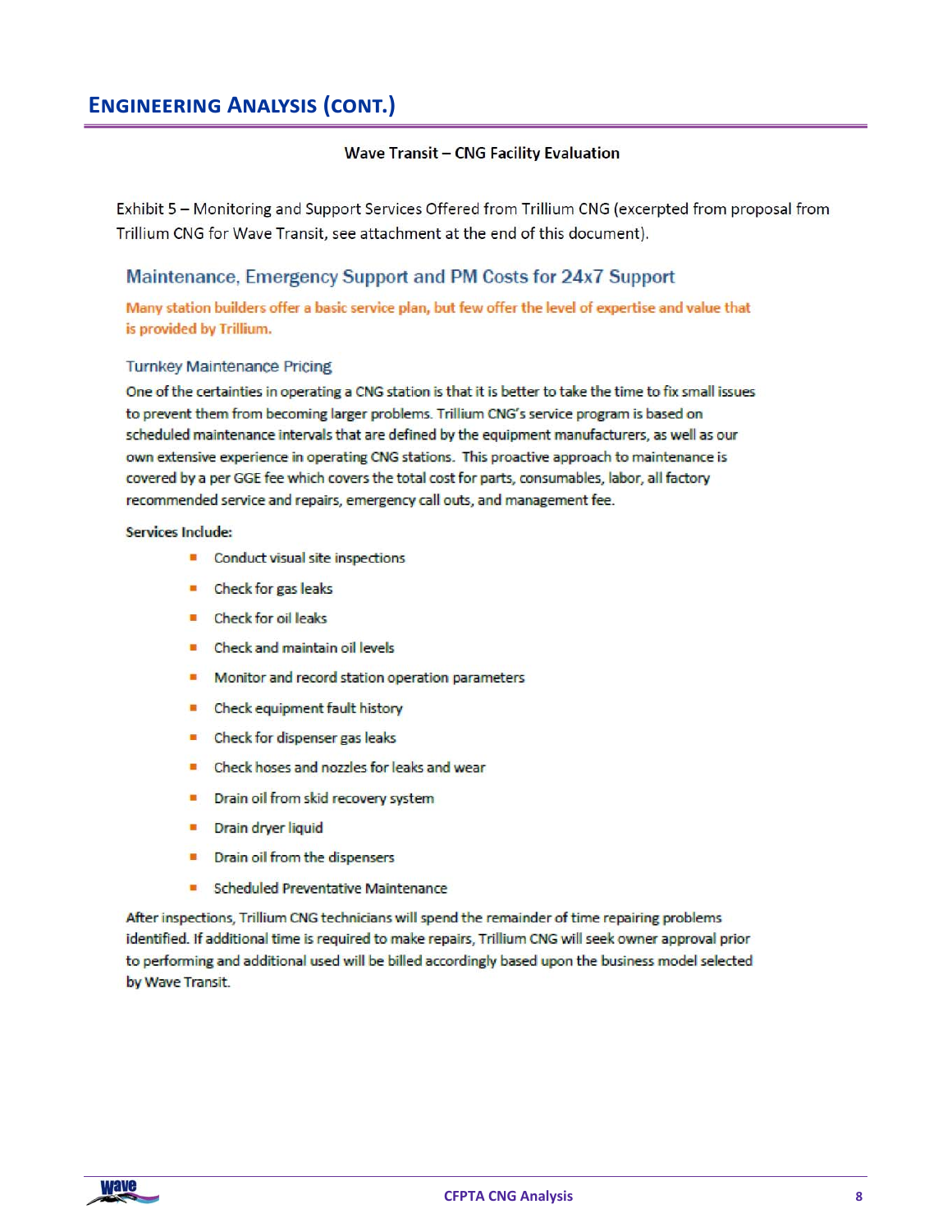## Engineering Analysis (cont.)

**Wave Transit – CNG Facility Evaluation**

Exhibit 5 – Monitoring and Support Services Offered from Trillium CNG (excerpted from proposal from Trillium CNG for Wave Transit, see attachment at the end of this document).

### Maintenance, Emergency Support and PM Costs for 24x7 Support

**Many station builders offer a basic service plan, but few offer the level of expertise and value that is provided by Trillium.**

#### Turnkey Maintenance Pricing

One of the certainties in operating a CNG station is that it is better to take the time to fix small issues to prevent them from becoming larger problems. Trillium CNG's service program is based on scheduled maintenance intervals that are defined by the equipment manufacturers, as well as our own extensive experience in operating CNG stations. This proactive approach to maintenance is covered by a per GGE fee which covers the total cost for parts, consumables, labor, all factory recommended service and repairs, emergency call outs, and management fee.

**Services Include:**

- Conduct visual site inspections
- Check for gas leaks
- Check for oil leaks
- Check and maintain oil levels
- Monitor and record station operation parameters
- Check equipment fault history
- Check for dispenser gas leaks
- Check hoses and nozzles for leaks and wear
- Drain oil from skid recovery system
- Drain dryer liquid
- Drain oil from the dispensers
- Scheduled Preventative Maintenance

After inspections, Trillium CNG technicians will spend the remainder of time repairing problems identified. If additional time is required to make repairs, Trillium CNG will seek owner approval prior to performing and additional used will be billed accordingly based upon the business model selected by Wave Transit.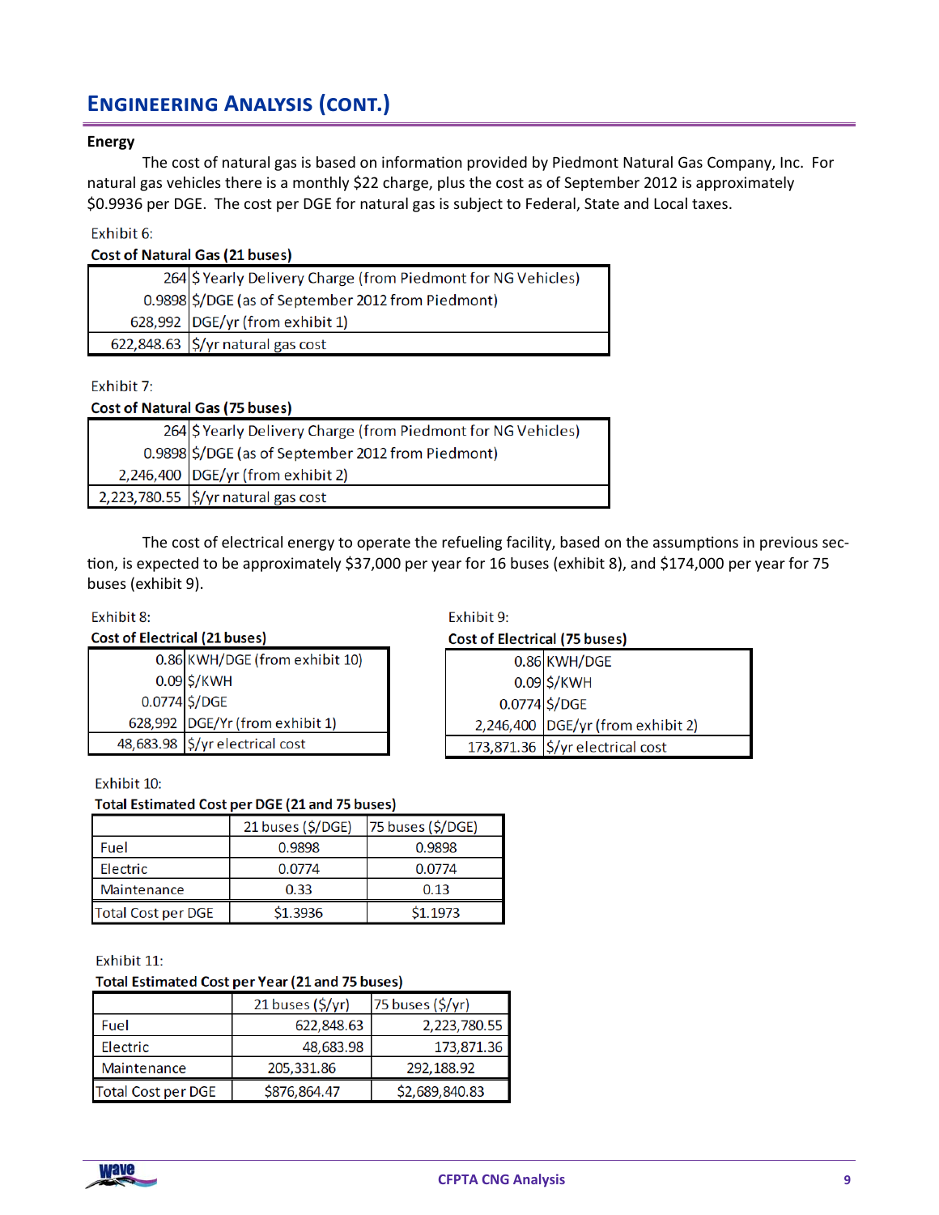## Engineering Analysis (cont.)

**Energy**

The cost of natural gas is based on information provided by Piedmont Natural Gas Company, Inc. For natural gas vehicles there is a monthly $22 charge, plus the cost as of September 2012 is approximately $0.9936 per DGE. The cost per DGE for natural gas is subject to Federal, State and Local taxes.

Exhibit 6:

**Cost of Natural Gas (21 buses)**

| | |
|---:|---|
| 264 | $ Yearly Delivery Charge (from Piedmont for NG Vehicles) |
| 0.9898 | $/DGE (as of September 2012 from Piedmont) |
| 628,992 | DGE/yr (from exhibit 1) |
| 622,848.63 | $/yr natural gas cost |

Exhibit 7:

**Cost of Natural Gas (75 buses)**

| | |
|---:|---|
| 264 | $ Yearly Delivery Charge (from Piedmont for NG Vehicles) |
| 0.9898 | $/DGE (as of September 2012 from Piedmont) |
| 2,246,400 | DGE/yr (from exhibit 2) |
| 2,223,780.55 | $/yr natural gas cost |

The cost of electrical energy to operate the refueling facility, based on the assumptions in previous section, is expected to be approximately $37,000 per year for 16 buses (exhibit 8), and $174,000 per year for 75 buses (exhibit 9).

Exhibit 8:

**Cost of Electrical (21 buses)**

| | |
|---:|---|
| 0.86 | KWH/DGE (from exhibit 10) |
| 0.09 | $/KWH |
| 0.0774 | $/DGE |
| 628,992 | DGE/Yr (from exhibit 1) |
| 48,683.98 | $/yr electrical cost |

Exhibit 9:

**Cost of Electrical (75 buses)**

| | |
|---:|---|
| 0.86 | KWH/DGE |
| 0.09 | $/KWH |
| 0.0774 | $/DGE |
| 2,246,400 | DGE/yr (from exhibit 2) |
| 173,871.36 | $/yr electrical cost |

Exhibit 10:

**Total Estimated Cost per DGE (21 and 75 buses)**

| | 21 buses ($/DGE) | 75 buses ($/DGE) |
|---|---|---|
| Fuel | 0.9898 | 0.9898 |
| Electric | 0.0774 | 0.0774 |
| Maintenance | 0.33 | 0.13 |
| Total Cost per DGE | $1.3936 | $1.1973 |

Exhibit 11:

**Total Estimated Cost per Year (21 and 75 buses)**

| | 21 buses ($/yr) | 75 buses ($/yr) |
|---|---:|---:|
| Fuel | 622,848.63 | 2,223,780.55 |
| Electric | 48,683.98 | 173,871.36 |
| Maintenance | 205,331.86 | 292,188.92 |
| Total Cost per DGE | $876,864.47 | $2,689,840.83 |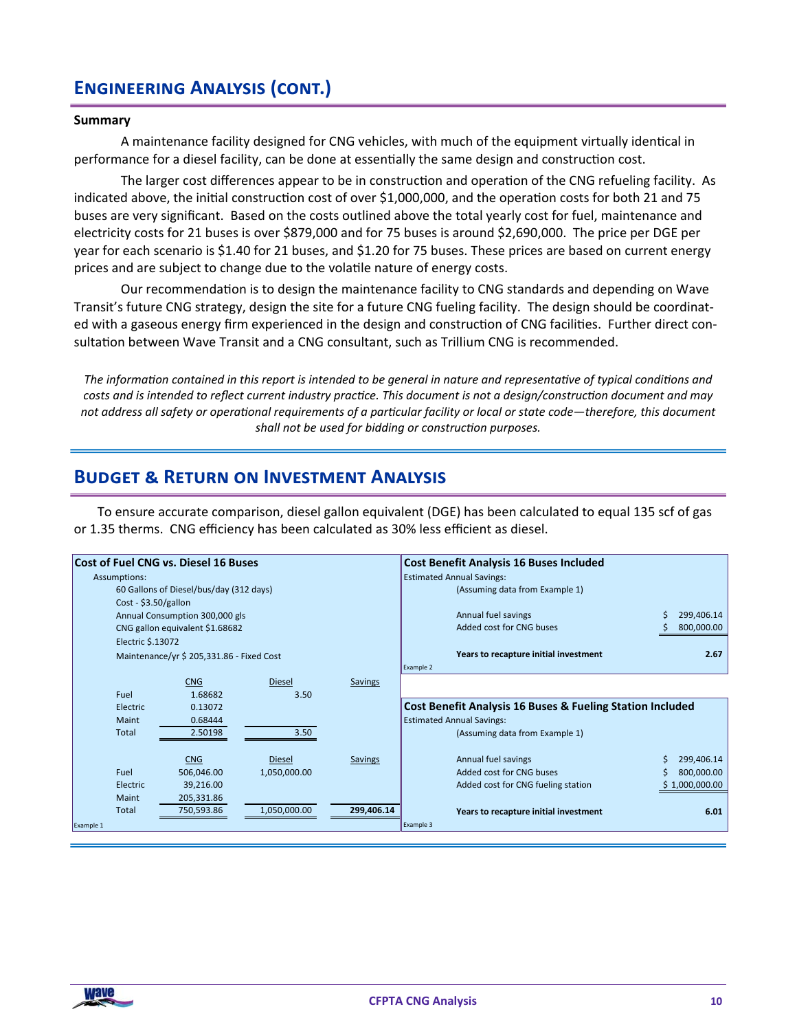## Engineering Analysis (cont.)

**Summary**

A maintenance facility designed for CNG vehicles, with much of the equipment virtually identical in performance for a diesel facility, can be done at essentially the same design and construction cost.

The larger cost differences appear to be in construction and operation of the CNG refueling facility. As indicated above, the initial construction cost of over $1,000,000, and the operation costs for both 21 and 75 buses are very significant. Based on the costs outlined above the total yearly cost for fuel, maintenance and electricity costs for 21 buses is over $879,000 and for 75 buses is around $2,690,000. The price per DGE per year for each scenario is $1.40 for 21 buses, and $1.20 for 75 buses. These prices are based on current energy prices and are subject to change due to the volatile nature of energy costs.

Our recommendation is to design the maintenance facility to CNG standards and depending on Wave Transit's future CNG strategy, design the site for a future CNG fueling facility. The design should be coordinated with a gaseous energy firm experienced in the design and construction of CNG facilities. Further direct consultation between Wave Transit and a CNG consultant, such as Trillium CNG is recommended.

*The information contained in this report is intended to be general in nature and representative of typical conditions and costs and is intended to reflect current industry practice. This document is not a design/construction document and may not address all safety or operational requirements of a particular facility or local or state code—therefore, this document shall not be used for bidding or construction purposes.*

## Budget & Return on Investment Analysis

To ensure accurate comparison, diesel gallon equivalent (DGE) has been calculated to equal 135 scf of gas or 1.35 therms. CNG efficiency has been calculated as 30% less efficient as diesel.

**Cost of Fuel CNG vs. Diesel 16 Buses**

Assumptions:
- 60 Gallons of Diesel/bus/day (312 days)
- Cost - $3.50/gallon
- Annual Consumption 300,000 gls
- CNG gallon equivalent $1.68682
- Electric $.13072
- Maintenance/yr $ 205,331.86 - Fixed Cost

| | CNG | Diesel | Savings |
|---|---|---|---|
| Fuel | 1.68682 | 3.50 | |
| Electric | 0.13072 | | |
| Maint | 0.68444 | | |
| Total | 2.50198 | 3.50 | |

| | CNG | Diesel | Savings |
|---|---|---|---|
| Fuel | 506,046.00 | 1,050,000.00 | |
| Electric | 39,216.00 | | |
| Maint | 205,331.86 | | |
| Total | 750,593.86 | 1,050,000.00 | 299,406.14 |

Example 1

**Cost Benefit Analysis 16 Buses Included**

Estimated Annual Savings:
(Assuming data from Example 1)

| | |
|---|---|
| Annual fuel savings | $ 299,406.14 |
| Added cost for CNG buses | $ 800,000.00 |
| **Years to recapture initial investment** | **2.67** |

Example 2

**Cost Benefit Analysis 16 Buses & Fueling Station Included**

Estimated Annual Savings:
(Assuming data from Example 1)

| | |
|---|---|
| Annual fuel savings | $ 299,406.14 |
| Added cost for CNG buses | $ 800,000.00 |
| Added cost for CNG fueling station | $ 1,000,000.00 |
| **Years to recapture initial investment** | **6.01** |

Example 3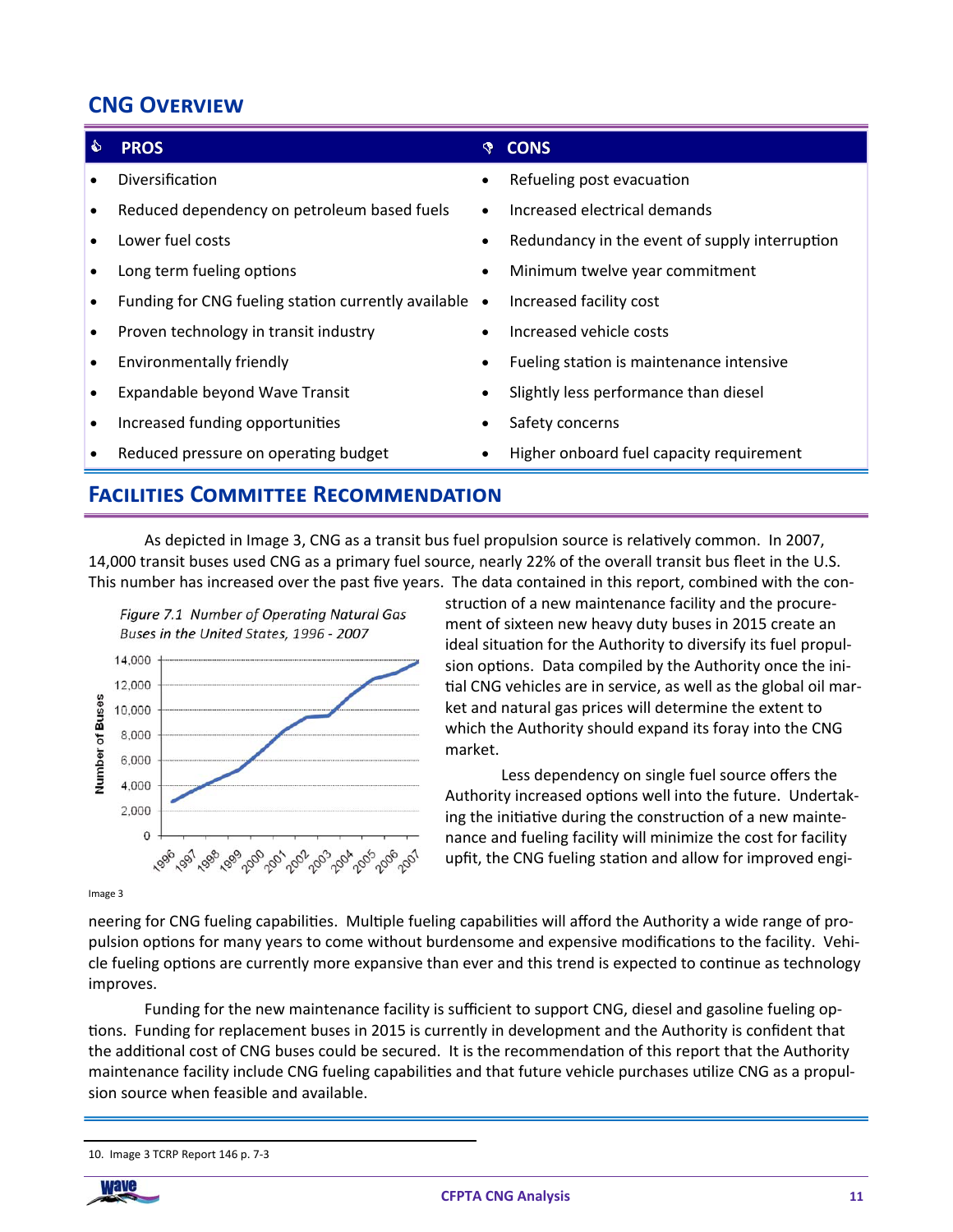## CNG Overview

| PROS | CONS |
|---|---|
| Diversification | Refueling post evacuation |
| Reduced dependency on petroleum based fuels | Increased electrical demands |
| Lower fuel costs | Redundancy in the event of supply interruption |
| Long term fueling options | Minimum twelve year commitment |
| Funding for CNG fueling station currently available | Increased facility cost |
| Proven technology in transit industry | Increased vehicle costs |
| Environmentally friendly | Fueling station is maintenance intensive |
| Expandable beyond Wave Transit | Slightly less performance than diesel |
| Increased funding opportunities | Safety concerns |
| Reduced pressure on operating budget | Higher onboard fuel capacity requirement |

## Facilities Committee Recommendation

As depicted in Image 3, CNG as a transit bus fuel propulsion source is relatively common. In 2007, 14,000 transit buses used CNG as a primary fuel source, nearly 22% of the overall transit bus fleet in the U.S. This number has increased over the past five years. The data contained in this report, combined with the construction of a new maintenance facility and the procurement of sixteen new heavy duty buses in 2015 create an ideal situation for the Authority to diversify its fuel propulsion options. Data compiled by the Authority once the initial CNG vehicles are in service, as well as the global oil market and natural gas prices will determine the extent to which the Authority should expand its foray into the CNG market.

*Figure 7.1 Number of Operating Natural Gas Buses in the United States, 1996 - 2007*

Image 3

Less dependency on single fuel source offers the Authority increased options well into the future. Undertaking the initiative during the construction of a new maintenance and fueling facility will minimize the cost for facility upfit, the CNG fueling station and allow for improved engineering for CNG fueling capabilities. Multiple fueling capabilities will afford the Authority a wide range of propulsion options for many years to come without burdensome and expensive modifications to the facility. Vehicle fueling options are currently more expansive than ever and this trend is expected to continue as technology improves.

Funding for the new maintenance facility is sufficient to support CNG, diesel and gasoline fueling options. Funding for replacement buses in 2015 is currently in development and the Authority is confident that the additional cost of CNG buses could be secured. It is the recommendation of this report that the Authority maintenance facility include CNG fueling capabilities and that future vehicle purchases utilize CNG as a propulsion source when feasible and available.

10. Image 3 TCRP Report 146 p. 7-3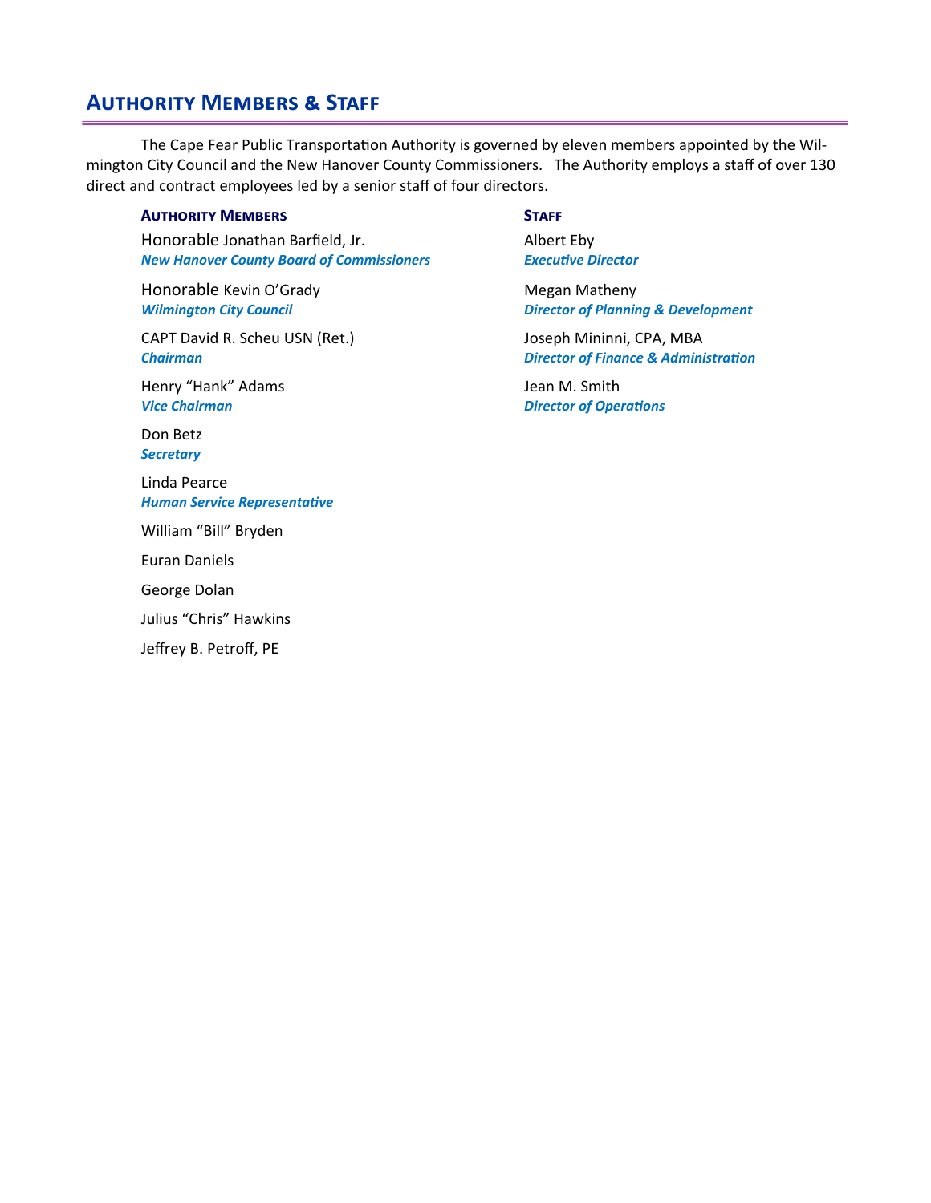## Authority Members & Staff

The Cape Fear Public Transportation Authority is governed by eleven members appointed by the Wilmington City Council and the New Hanover County Commissioners. The Authority employs a staff of over 130 direct and contract employees led by a senior staff of four directors.

### Authority Members

Honorable Jonathan Barfield, Jr.
***New Hanover County Board of Commissioners***

Honorable Kevin O'Grady
***Wilmington City Council***

CAPT David R. Scheu USN (Ret.)
***Chairman***

Henry "Hank" Adams
***Vice Chairman***

Don Betz
***Secretary***

Linda Pearce
***Human Service Representative***

William "Bill" Bryden

Euran Daniels

George Dolan

Julius "Chris" Hawkins

Jeffrey B. Petroff, PE

### Staff

Albert Eby
***Executive Director***

Megan Matheny
***Director of Planning & Development***

Joseph Mininni, CPA, MBA
***Director of Finance & Administration***

Jean M. Smith
***Director of Operations***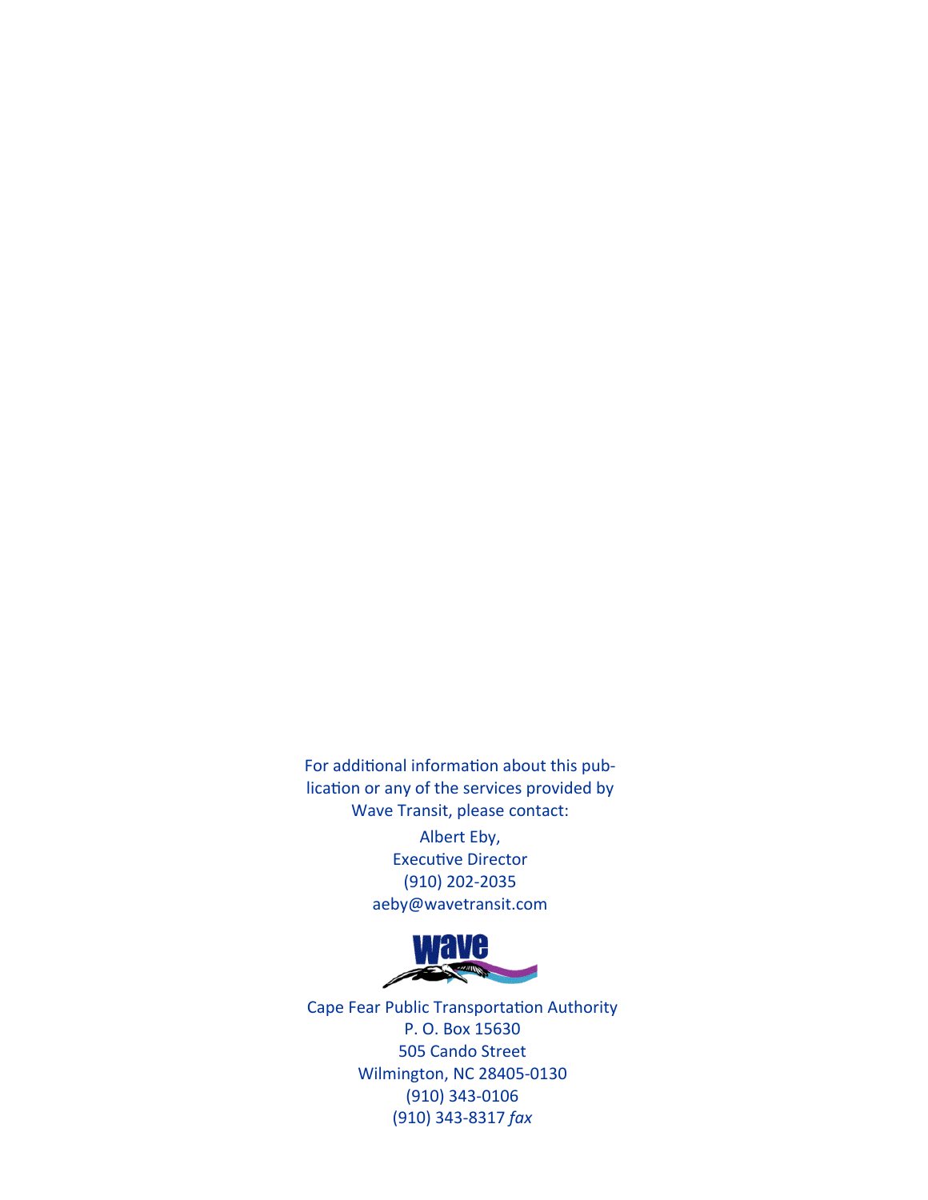For additional information about this publication or any of the services provided by Wave Transit, please contact:

Albert Eby,
Executive Director
(910) 202-2035
aeby@wavetransit.com

Cape Fear Public Transportation Authority
P. O. Box 15630
505 Cando Street
Wilmington, NC 28405-0130
(910) 343-0106
(910) 343-8317 *fax*